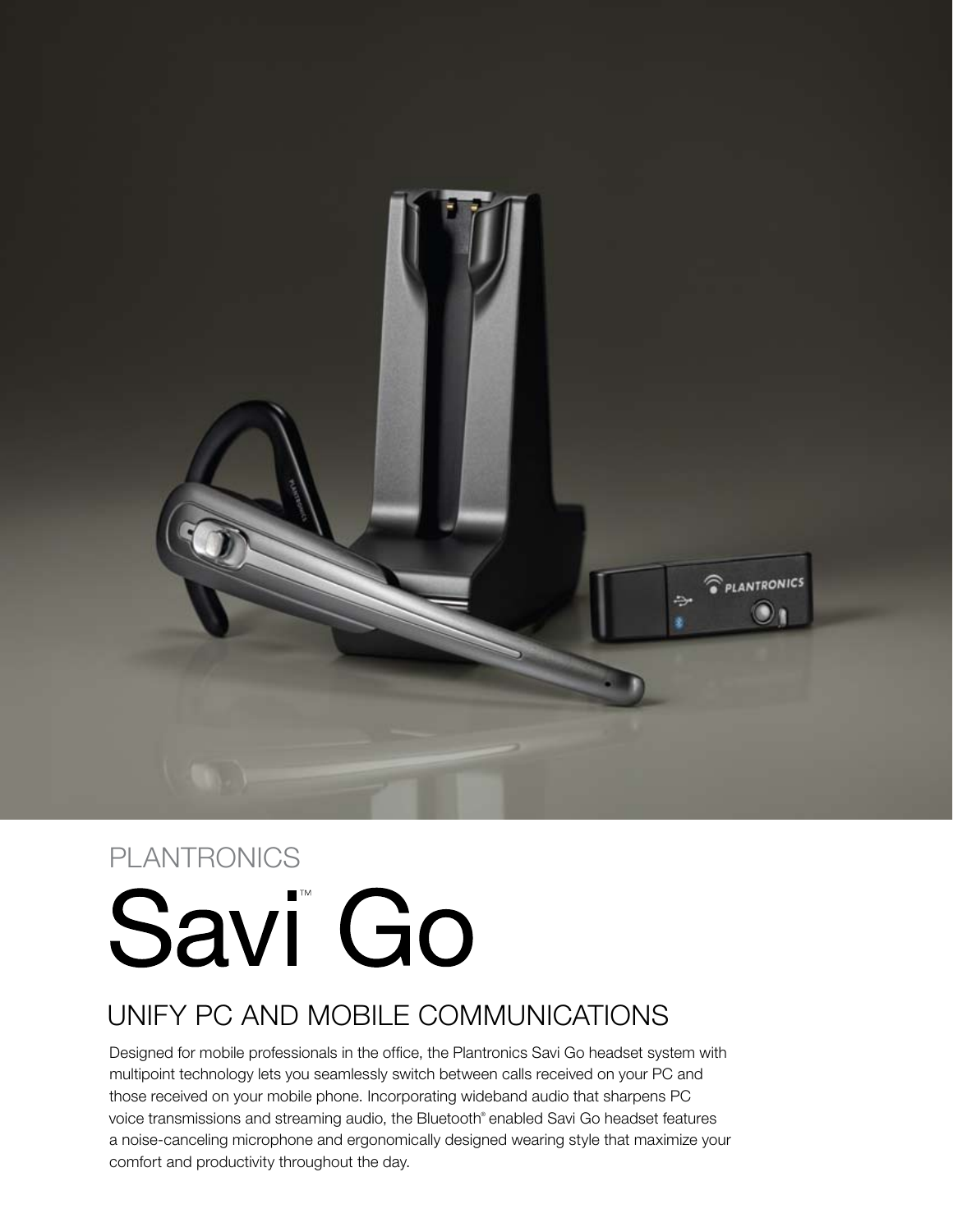PLANTRONICS

# Savi™ Go

## UNIFY PC AND MOBILE COMMUNICATIONS

Designed for mobile professionals in the office, the Plantronics Savi Go headset system with multipoint technology lets you seamlessly switch between calls received on your PC and those received on your mobile phone. Incorporating wideband audio that sharpens PC voice transmissions and streaming audio, the Bluetooth® enabled Savi Go headset features a noise-canceling microphone and ergonomically designed wearing style that maximize your comfort and productivity throughout the day.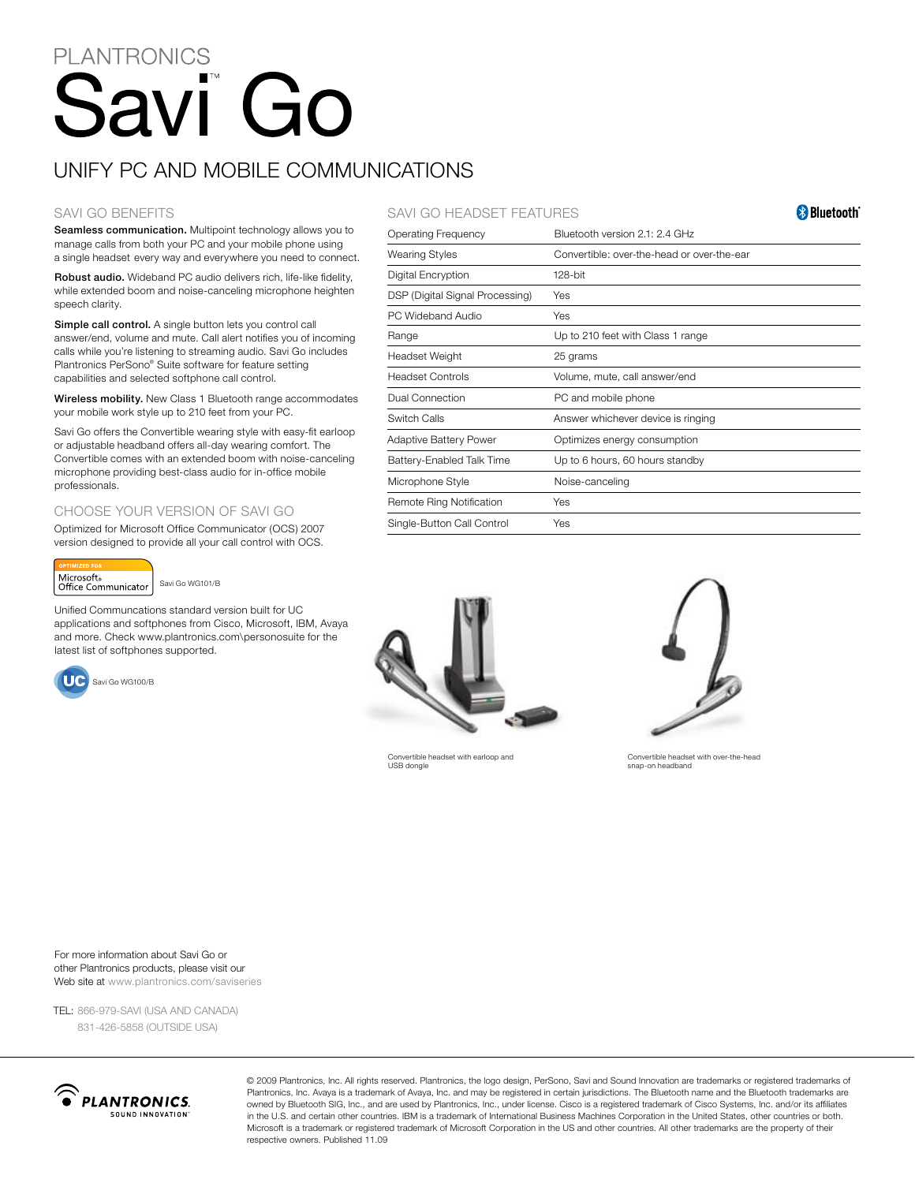PLANTRONICS

# Savi™ Go

## UNIFY PC AND MOBILE COMMUNICATIONS

### SAVI GO BENEFITS

**Seamless communication.** Multipoint technology allows you to manage calls from both your PC and your mobile phone using a single headset every way and everywhere you need to connect.

**Robust audio.** Wideband PC audio delivers rich, life-like fidelity, while extended boom and noise-canceling microphone heighten speech clarity.

**Simple call control.** A single button lets you control call answer/end, volume and mute. Call alert notifies you of incoming calls while you're listening to streaming audio. Savi Go includes Plantronics PerSono® Suite software for feature setting capabilities and selected softphone call control.

**Wireless mobility.** New Class 1 Bluetooth range accommodates your mobile work style up to 210 feet from your PC.

Savi Go offers the Convertible wearing style with easy-fit earloop or adjustable headband offers all-day wearing comfort. The Convertible comes with an extended boom with noise-canceling microphone providing best-class audio for in-office mobile professionals.

### CHOOSE YOUR VERSION OF SAVI GO

Optimized for Microsoft Office Communicator (OCS) 2007 version designed to provide all your call control with OCS.

OPTIMIZED FOR Microsoft® Office Communicator — Savi Go WG101/B

Unified Communcations standard version built for UC applications and softphones from Cisco, Microsoft, IBM, Avaya and more. Check www.plantronics.com\personosuite for the latest list of softphones supported.

UC — Savi Go WG100/B

### SAVI GO HEADSET FEATURES

Bluetooth®

| | |
|---|---|
| Operating Frequency | Bluetooth version 2.1: 2.4 GHz |
| Wearing Styles | Convertible: over-the-head or over-the-ear |
| Digital Encryption | 128-bit |
| DSP (Digital Signal Processing) | Yes |
| PC Wideband Audio | Yes |
| Range | Up to 210 feet with Class 1 range |
| Headset Weight | 25 grams |
| Headset Controls | Volume, mute, call answer/end |
| Dual Connection | PC and mobile phone |
| Switch Calls | Answer whichever device is ringing |
| Adaptive Battery Power | Optimizes energy consumption |
| Battery-Enabled Talk Time | Up to 6 hours, 60 hours standby |
| Microphone Style | Noise-canceling |
| Remote Ring Notification | Yes |
| Single-Button Call Control | Yes |

Convertible headset with earloop and USB dongle

Convertible headset with over-the-head snap-on headband

For more information about Savi Go or other Plantronics products, please visit our Web site at www.plantronics.com/saviseries

TEL: 866-979-SAVI (USA AND CANADA)
831-426-5858 (OUTSIDE USA)

PLANTRONICS. SOUND INNOVATION™

© 2009 Plantronics, Inc. All rights reserved. Plantronics, the logo design, PerSono, Savi and Sound Innovation are trademarks or registered trademarks of Plantronics, Inc. Avaya is a trademark of Avaya, Inc. and may be registered in certain jurisdictions. The Bluetooth name and the Bluetooth trademarks are owned by Bluetooth SIG, Inc., and are used by Plantronics, Inc., under license. Cisco is a registered trademark of Cisco Systems, Inc. and/or its affiliates in the U.S. and certain other countries. IBM is a trademark of International Business Machines Corporation in the United States, other countries or both. Microsoft is a trademark or registered trademark of Microsoft Corporation in the US and other countries. All other trademarks are the property of their respective owners. Published 11.09